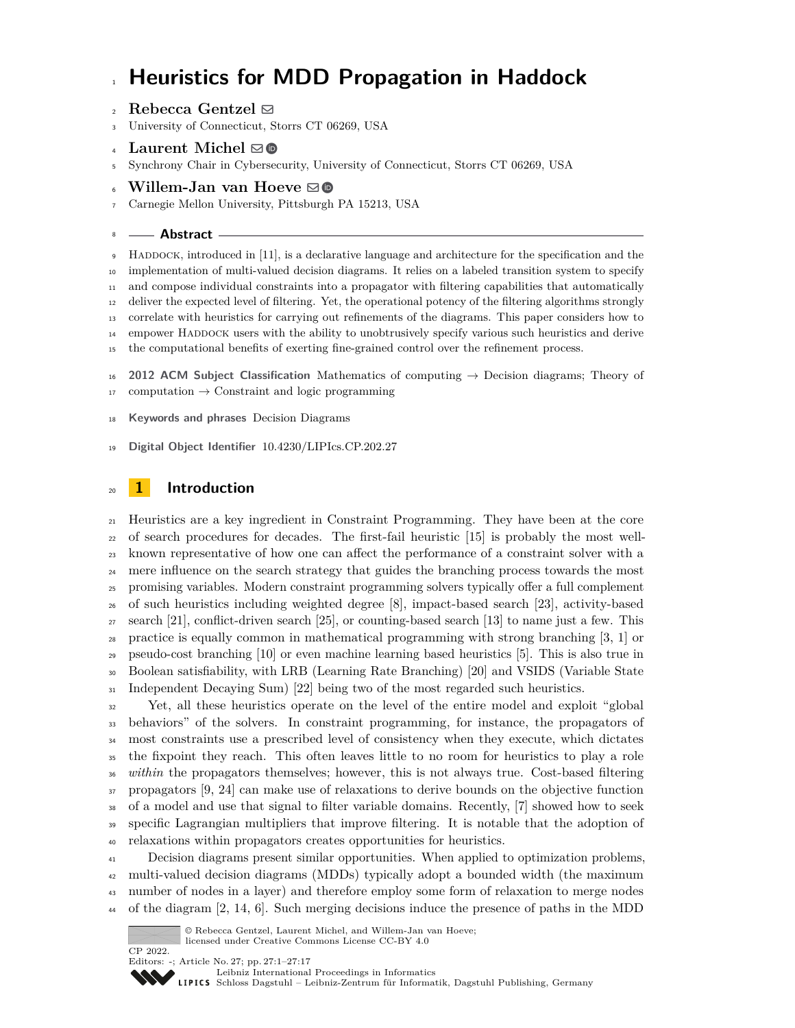# Heuristics for MDD Propagation in Haddock

**Rebecca Gentzel**

University of Connecticut, Storrs CT 06269, USA

**Laurent Michel**

Synchrony Chair in Cybersecurity, University of Connecticut, Storrs CT 06269, USA

**Willem-Jan van Hoeve**

Carnegie Mellon University, Pittsburgh PA 15213, USA

## Abstract

Haddock, introduced in [11], is a declarative language and architecture for the specification and the implementation of multi-valued decision diagrams. It relies on a labeled transition system to specify and compose individual constraints into a propagator with filtering capabilities that automatically deliver the expected level of filtering. Yet, the operational potency of the filtering algorithms strongly correlate with heuristics for carrying out refinements of the diagrams. This paper considers how to empower Haddock users with the ability to unobtrusively specify various such heuristics and derive the computational benefits of exerting fine-grained control over the refinement process.

**2012 ACM Subject Classification** Mathematics of computing → Decision diagrams; Theory of computation → Constraint and logic programming

**Keywords and phrases** Decision Diagrams

**Digital Object Identifier** 10.4230/LIPIcs.CP.202.27

## 1 Introduction

Heuristics are a key ingredient in Constraint Programming. They have been at the core of search procedures for decades. The first-fail heuristic [15] is probably the most well-known representative of how one can affect the performance of a constraint solver with a mere influence on the search strategy that guides the branching process towards the most promising variables. Modern constraint programming solvers typically offer a full complement of such heuristics including weighted degree [8], impact-based search [23], activity-based search [21], conflict-driven search [25], or counting-based search [13] to name just a few. This practice is equally common in mathematical programming with strong branching [3, 1] or pseudo-cost branching [10] or even machine learning based heuristics [5]. This is also true in Boolean satisfiability, with LRB (Learning Rate Branching) [20] and VSIDS (Variable State Independent Decaying Sum) [22] being two of the most regarded such heuristics.

Yet, all these heuristics operate on the level of the entire model and exploit "global behaviors" of the solvers. In constraint programming, for instance, the propagators of most constraints use a prescribed level of consistency when they execute, which dictates the fixpoint they reach. This often leaves little to no room for heuristics to play a role *within* the propagators themselves; however, this is not always true. Cost-based filtering propagators [9, 24] can make use of relaxations to derive bounds on the objective function of a model and use that signal to filter variable domains. Recently, [7] showed how to seek specific Lagrangian multipliers that improve filtering. It is notable that the adoption of relaxations within propagators creates opportunities for heuristics.

Decision diagrams present similar opportunities. When applied to optimization problems, multi-valued decision diagrams (MDDs) typically adopt a bounded width (the maximum number of nodes in a layer) and therefore employ some form of relaxation to merge nodes of the diagram [2, 14, 6]. Such merging decisions induce the presence of paths in the MDD

© Rebecca Gentzel, Laurent Michel, and Willem-Jan van Hoeve;
licensed under Creative Commons License CC-BY 4.0
CP 2022.
Editors: -; Article No. 27; pp. 27:1–27:17
Leibniz International Proceedings in Informatics
Schloss Dagstuhl – Leibniz-Zentrum für Informatik, Dagstuhl Publishing, Germany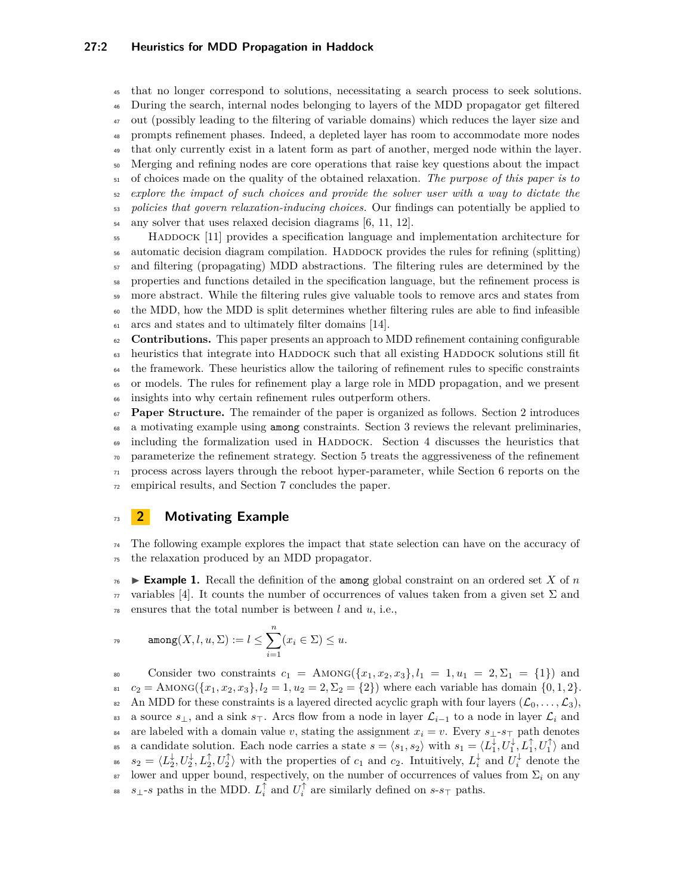that no longer correspond to solutions, necessitating a search process to seek solutions. During the search, internal nodes belonging to layers of the MDD propagator get filtered out (possibly leading to the filtering of variable domains) which reduces the layer size and prompts refinement phases. Indeed, a depleted layer has room to accommodate more nodes that only currently exist in a latent form as part of another, merged node within the layer. Merging and refining nodes are core operations that raise key questions about the impact of choices made on the quality of the obtained relaxation. *The purpose of this paper is to explore the impact of such choices and provide the solver user with a way to dictate the policies that govern relaxation-inducing choices.* Our findings can potentially be applied to any solver that uses relaxed decision diagrams [6, 11, 12].

HADDOCK [11] provides a specification language and implementation architecture for automatic decision diagram compilation. HADDOCK provides the rules for refining (splitting) and filtering (propagating) MDD abstractions. The filtering rules are determined by the properties and functions detailed in the specification language, but the refinement process is more abstract. While the filtering rules give valuable tools to remove arcs and states from the MDD, how the MDD is split determines whether filtering rules are able to find infeasible arcs and states and to ultimately filter domains [14].

**Contributions.** This paper presents an approach to MDD refinement containing configurable heuristics that integrate into HADDOCK such that all existing HADDOCK solutions still fit the framework. These heuristics allow the tailoring of refinement rules to specific constraints or models. The rules for refinement play a large role in MDD propagation, and we present insights into why certain refinement rules outperform others.

**Paper Structure.** The remainder of the paper is organized as follows. Section 2 introduces a motivating example using `among` constraints. Section 3 reviews the relevant preliminaries, including the formalization used in HADDOCK. Section 4 discusses the heuristics that parameterize the refinement strategy. Section 5 treats the aggressiveness of the refinement process across layers through the reboot hyper-parameter, while Section 6 reports on the empirical results, and Section 7 concludes the paper.

## 2 Motivating Example

The following example explores the impact that state selection can have on the accuracy of the relaxation produced by an MDD propagator.

▶ **Example 1.** Recall the definition of the `among` global constraint on an ordered set $X$ of $n$ variables [4]. It counts the number of occurrences of values taken from a given set $\Sigma$ and ensures that the total number is between $l$ and $u$, i.e.,

$$\texttt{among}(X, l, u, \Sigma) := l \leq \sum_{i=1}^{n} (x_i \in \Sigma) \leq u.$$

Consider two constraints $c_1 = \text{AMONG}(\{x_1, x_2, x_3\}, l_1 = 1, u_1 = 2, \Sigma_1 = \{1\})$ and $c_2 = \text{AMONG}(\{x_1, x_2, x_3\}, l_2 = 1, u_2 = 2, \Sigma_2 = \{2\})$ where each variable has domain $\{0, 1, 2\}$. An MDD for these constraints is a layered directed acyclic graph with four layers $(\mathcal{L}_0, \ldots, \mathcal{L}_3)$, a source $s_\perp$, and a sink $s_\top$. Arcs flow from a node in layer $\mathcal{L}_{i-1}$ to a node in layer $\mathcal{L}_i$ and are labeled with a domain value $v$, stating the assignment $x_i = v$. Every $s_\perp$-$s_\top$ path denotes a candidate solution. Each node carries a state $s = \langle s_1, s_2 \rangle$ with $s_1 = \langle L_1^\downarrow, U_1^\downarrow, L_1^\uparrow, U_1^\uparrow \rangle$ and $s_2 = \langle L_2^\downarrow, U_2^\downarrow, L_2^\uparrow, U_2^\uparrow \rangle$ with the properties of $c_1$ and $c_2$. Intuitively, $L_i^\downarrow$ and $U_i^\downarrow$ denote the lower and upper bound, respectively, on the number of occurrences of values from $\Sigma_i$ on any $s_\perp$-$s$ paths in the MDD. $L_i^\uparrow$ and $U_i^\uparrow$ are similarly defined on $s$-$s_\top$ paths.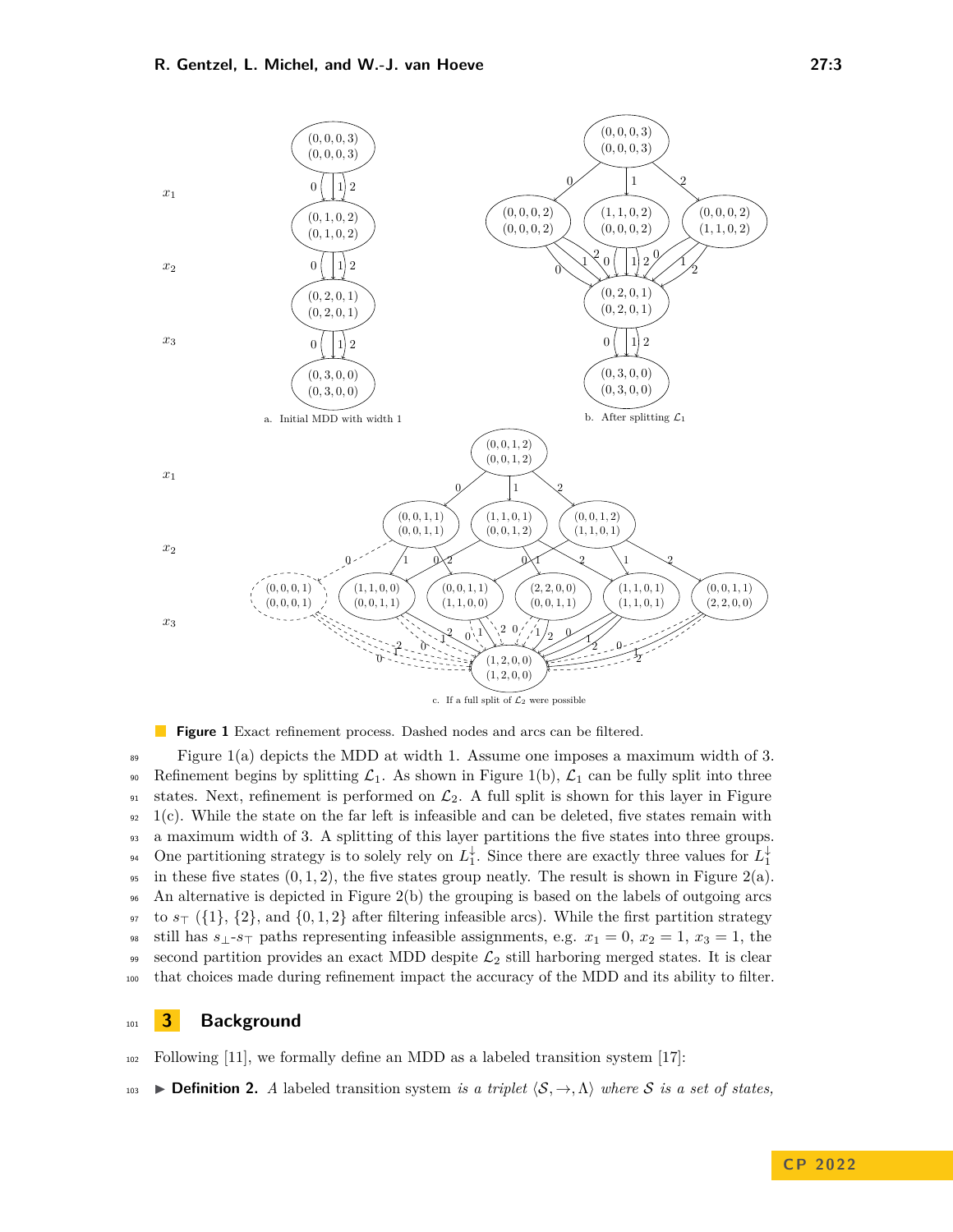a. Initial MDD with width 1

b. After splitting $\mathcal{L}_1$

c. If a full split of $\mathcal{L}_2$ were possible

**Figure 1** Exact refinement process. Dashed nodes and arcs can be filtered.

Figure 1(a) depicts the MDD at width 1. Assume one imposes a maximum width of 3. Refinement begins by splitting $\mathcal{L}_1$. As shown in Figure 1(b), $\mathcal{L}_1$ can be fully split into three states. Next, refinement is performed on $\mathcal{L}_2$. A full split is shown for this layer in Figure 1(c). While the state on the far left is infeasible and can be deleted, five states remain with a maximum width of 3. A splitting of this layer partitions the five states into three groups. One partitioning strategy is to solely rely on $L_1^{\downarrow}$. Since there are exactly three values for $L_1^{\downarrow}$ in these five states $(0, 1, 2)$, the five states group neatly. The result is shown in Figure 2(a). An alternative is depicted in Figure 2(b) the grouping is based on the labels of outgoing arcs to $s_\top$ ($\{1\}$, $\{2\}$, and $\{0, 1, 2\}$ after filtering infeasible arcs). While the first partition strategy still has $s_\bot$-$s_\top$ paths representing infeasible assignments, e.g. $x_1 = 0$, $x_2 = 1$, $x_3 = 1$, the second partition provides an exact MDD despite $\mathcal{L}_2$ still harboring merged states. It is clear that choices made during refinement impact the accuracy of the MDD and its ability to filter.

## 3 Background

Following [11], we formally define an MDD as a labeled transition system [17]:

▶ **Definition 2.** *A* labeled transition system *is a triplet* $\langle \mathcal{S}, \rightarrow, \Lambda \rangle$ *where* $\mathcal{S}$ *is a set of states,*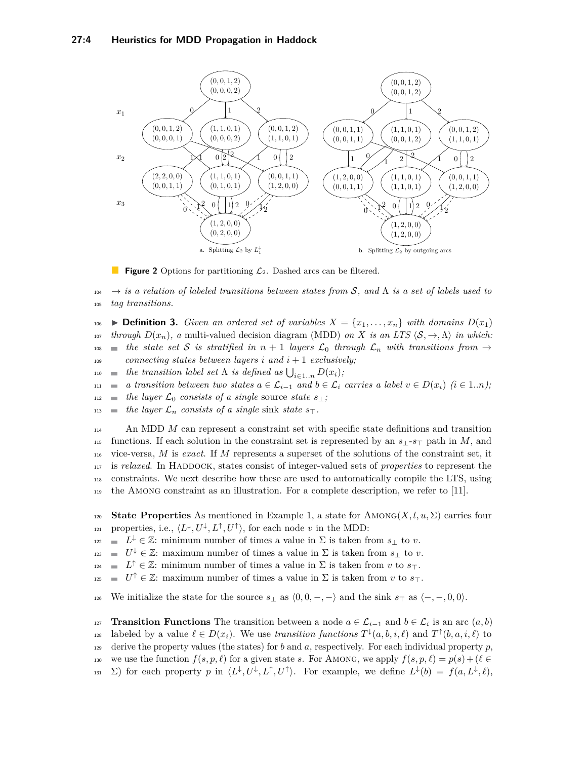**Figure 2** Options for partitioning $\mathcal{L}_2$. Dashed arcs can be filtered.

$\rightarrow$ *is a relation of labeled transitions between states from* $\mathcal{S}$*, and* $\Lambda$ *is a set of labels used to tag transitions.*

▶ **Definition 3.** *Given an ordered set of variables* $X = \{x_1, \ldots, x_n\}$ *with domains* $D(x_1)$ *through* $D(x_n)$*, a* multi-valued decision diagram (MDD) *on* $X$ *is an LTS* $\langle \mathcal{S}, \rightarrow, \Lambda \rangle$ *in which:*

- *the state set* $\mathcal{S}$ *is stratified in* $n+1$ *layers* $\mathcal{L}_0$ *through* $\mathcal{L}_n$ *with transitions from* $\rightarrow$ *connecting states between layers* $i$ *and* $i+1$ *exclusively;*
- *the transition label set* $\Lambda$ *is defined as* $\bigcup_{i \in 1..n} D(x_i)$*;*
- *a transition between two states* $a \in \mathcal{L}_{i-1}$ *and* $b \in \mathcal{L}_i$ *carries a label* $v \in D(x_i)$ $(i \in 1..n)$*;*
- *the layer* $\mathcal{L}_0$ *consists of a single* source *state* $s_\perp$*;*
- *the layer* $\mathcal{L}_n$ *consists of a single* sink *state* $s_\top$*.*

An MDD $M$ can represent a constraint set with specific state definitions and transition functions. If each solution in the constraint set is represented by an $s_\perp$-$s_\top$ path in $M$, and vice-versa, $M$ is *exact*. If $M$ represents a superset of the solutions of the constraint set, it is *relaxed*. In Haddock, states consist of integer-valued sets of *properties* to represent the constraints. We next describe how these are used to automatically compile the LTS, using the Among constraint as an illustration. For a complete description, we refer to [11].

**State Properties** As mentioned in Example 1, a state for Among$(X, l, u, \Sigma)$ carries four properties, i.e., $\langle L^\downarrow, U^\downarrow, L^\uparrow, U^\uparrow \rangle$, for each node $v$ in the MDD:

- $L^\downarrow \in \mathbb{Z}$: minimum number of times a value in $\Sigma$ is taken from $s_\perp$ to $v$.
- $U^\downarrow \in \mathbb{Z}$: maximum number of times a value in $\Sigma$ is taken from $s_\perp$ to $v$.
- $L^\uparrow \in \mathbb{Z}$: minimum number of times a value in $\Sigma$ is taken from $v$ to $s_\top$.
- $U^\uparrow \in \mathbb{Z}$: maximum number of times a value in $\Sigma$ is taken from $v$ to $s_\top$.

We initialize the state for the source $s_\perp$ as $\langle 0, 0, -, - \rangle$ and the sink $s_\top$ as $\langle -, -, 0, 0 \rangle$.

**Transition Functions** The transition between a node $a \in \mathcal{L}_{i-1}$ and $b \in \mathcal{L}_i$ is an arc $(a, b)$ labeled by a value $\ell \in D(x_i)$. We use *transition functions* $T^\downarrow(a, b, i, \ell)$ and $T^\uparrow(b, a, i, \ell)$ to derive the property values (the states) for $b$ and $a$, respectively. For each individual property $p$, we use the function $f(s, p, \ell)$ for a given state $s$. For Among, we apply $f(s, p, \ell) = p(s) + (\ell \in \Sigma)$ for each property $p$ in $\langle L^\downarrow, U^\downarrow, L^\uparrow, U^\uparrow \rangle$. For example, we define $L^\downarrow(b) = f(a, L^\downarrow, \ell)$,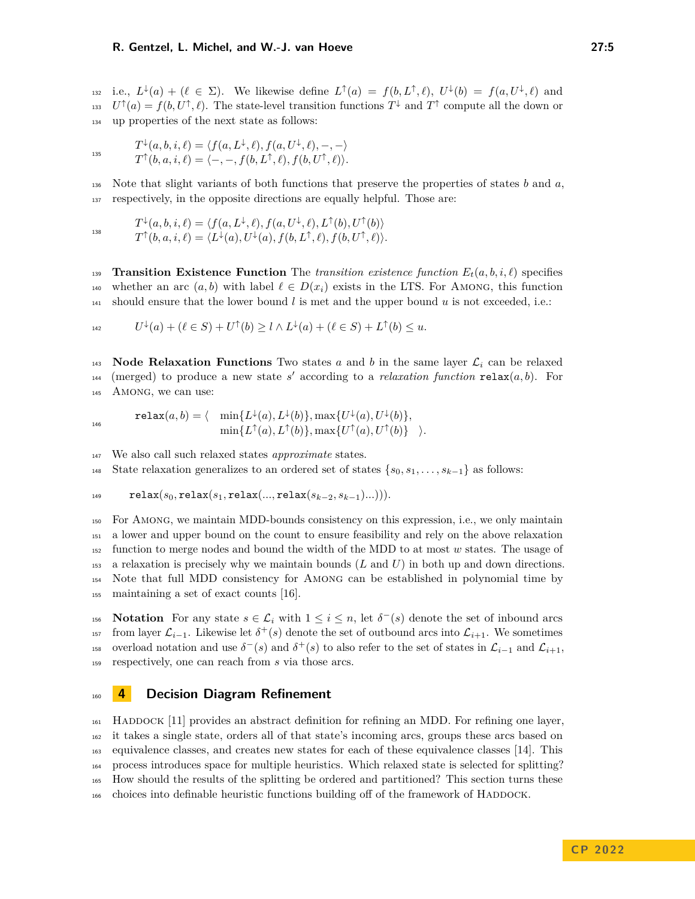i.e., $L^{\downarrow}(a) + (\ell \in \Sigma)$. We likewise define $L^{\uparrow}(a) = f(b, L^{\uparrow}, \ell)$, $U^{\downarrow}(b) = f(a, U^{\downarrow}, \ell)$ and $U^{\uparrow}(a) = f(b, U^{\uparrow}, \ell)$. The state-level transition functions $T^{\downarrow}$ and $T^{\uparrow}$ compute all the down or up properties of the next state as follows:

$$
\begin{aligned}
T^{\downarrow}(a, b, i, \ell) &= \langle f(a, L^{\downarrow}, \ell), f(a, U^{\downarrow}, \ell), -, - \rangle \\
T^{\uparrow}(b, a, i, \ell) &= \langle -, -, f(b, L^{\uparrow}, \ell), f(b, U^{\uparrow}, \ell) \rangle.
\end{aligned}
$$

Note that slight variants of both functions that preserve the properties of states $b$ and $a$, respectively, in the opposite directions are equally helpful. Those are:

$$
\begin{aligned}
T^{\downarrow}(a, b, i, \ell) &= \langle f(a, L^{\downarrow}, \ell), f(a, U^{\downarrow}, \ell), L^{\uparrow}(b), U^{\uparrow}(b) \rangle \\
T^{\uparrow}(b, a, i, \ell) &= \langle L^{\downarrow}(a), U^{\downarrow}(a), f(b, L^{\uparrow}, \ell), f(b, U^{\uparrow}, \ell) \rangle.
\end{aligned}
$$

**Transition Existence Function** The *transition existence function* $E_t(a, b, i, \ell)$ specifies whether an arc $(a, b)$ with label $\ell \in D(x_i)$ exists in the LTS. For AMONG, this function should ensure that the lower bound $l$ is met and the upper bound $u$ is not exceeded, i.e.:

$$
U^{\downarrow}(a) + (\ell \in S) + U^{\uparrow}(b) \geq l \wedge L^{\downarrow}(a) + (\ell \in S) + L^{\uparrow}(b) \leq u.
$$

**Node Relaxation Functions** Two states $a$ and $b$ in the same layer $\mathcal{L}_i$ can be relaxed (merged) to produce a new state $s'$ according to a *relaxation function* $\texttt{relax}(a, b)$. For AMONG, we can use:

$$
\begin{aligned}
\texttt{relax}(a, b) = \langle \quad & \min\{L^{\downarrow}(a), L^{\downarrow}(b)\}, \max\{U^{\downarrow}(a), U^{\downarrow}(b)\}, \\
& \min\{L^{\uparrow}(a), L^{\uparrow}(b)\}, \max\{U^{\uparrow}(a), U^{\uparrow}(b)\} \quad \rangle.
\end{aligned}
$$

We also call such relaxed states *approximate* states.

State relaxation generalizes to an ordered set of states $\{s_0, s_1, \ldots, s_{k-1}\}$ as follows:

$$
\texttt{relax}(s_0, \texttt{relax}(s_1, \texttt{relax}(\ldots, \texttt{relax}(s_{k-2}, s_{k-1})\ldots))).
$$

For AMONG, we maintain MDD-bounds consistency on this expression, i.e., we only maintain a lower and upper bound on the count to ensure feasibility and rely on the above relaxation function to merge nodes and bound the width of the MDD to at most $w$ states. The usage of a relaxation is precisely why we maintain bounds ($L$ and $U$) in both up and down directions. Note that full MDD consistency for AMONG can be established in polynomial time by maintaining a set of exact counts [16].

**Notation** For any state $s \in \mathcal{L}_i$ with $1 \leq i \leq n$, let $\delta^{-}(s)$ denote the set of inbound arcs from layer $\mathcal{L}_{i-1}$. Likewise let $\delta^{+}(s)$ denote the set of outbound arcs into $\mathcal{L}_{i+1}$. We sometimes overload notation and use $\delta^{-}(s)$ and $\delta^{+}(s)$ to also refer to the set of states in $\mathcal{L}_{i-1}$ and $\mathcal{L}_{i+1}$, respectively, one can reach from $s$ via those arcs.

## 4 Decision Diagram Refinement

HADDOCK [11] provides an abstract definition for refining an MDD. For refining one layer, it takes a single state, orders all of that state's incoming arcs, groups these arcs based on equivalence classes, and creates new states for each of these equivalence classes [14]. This process introduces space for multiple heuristics. Which relaxed state is selected for splitting? How should the results of the splitting be ordered and partitioned? This section turns these choices into definable heuristic functions building off of the framework of HADDOCK.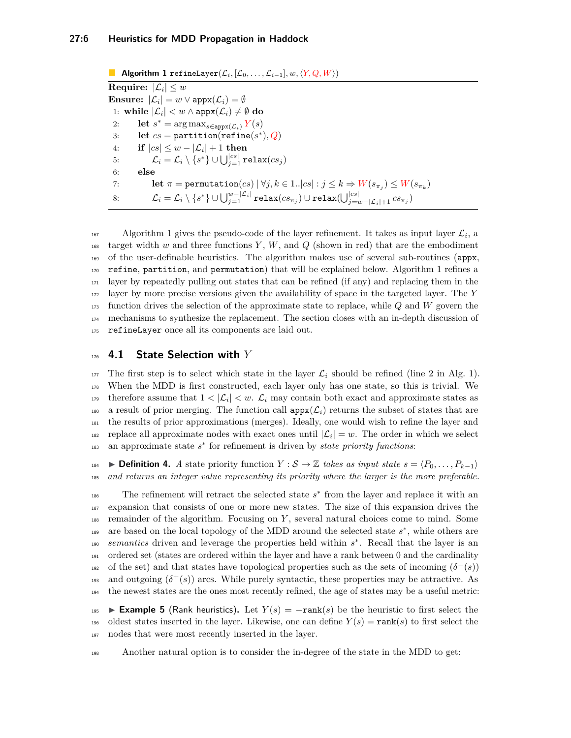**Algorithm 1** $\texttt{refineLayer}(\mathcal{L}_i, [\mathcal{L}_0, \dots, \mathcal{L}_{i-1}], w, \langle Y, Q, W \rangle)$

**Require:** $|\mathcal{L}_i| \leq w$
**Ensure:** $|\mathcal{L}_i| = w \vee \texttt{appx}(\mathcal{L}_i) = \emptyset$

```
1: while |L_i| < w ∧ appx(L_i) ≠ ∅ do
2:     let s* = argmax_{s ∈ appx(L_i)} Y(s)
3:     let cs = partition(refine(s*), Q)
4:     if |cs| ≤ w − |L_i| + 1 then
5:         L_i = L_i \ {s*} ∪ ⋃_{j=1}^{|cs|} relax(cs_j)
6:     else
7:         let π = permutation(cs) | ∀j, k ∈ 1..|cs| : j ≤ k ⇒ W(s_{π_j}) ≤ W(s_{π_k})
8:         L_i = L_i \ {s*} ∪ ⋃_{j=1}^{w−|L_i|} relax(cs_{π_j}) ∪ relax(⋃_{j=w−|L_i|+1}^{|cs|} cs_{π_j})
```

Algorithm 1 gives the pseudo-code of the layer refinement. It takes as input layer $\mathcal{L}_i$, a target width $w$ and three functions $Y$, $W$, and $Q$ (shown in red) that are the embodiment of the user-definable heuristics. The algorithm makes use of several sub-routines (`appx`, `refine`, `partition`, and `permutation`) that will be explained below. Algorithm 1 refines a layer by repeatedly pulling out states that can be refined (if any) and replacing them in the layer by more precise versions given the availability of space in the targeted layer. The $Y$ function drives the selection of the approximate state to replace, while $Q$ and $W$ govern the mechanisms to synthesize the replacement. The section closes with an in-depth discussion of `refineLayer` once all its components are laid out.

## 4.1 State Selection with $Y$

The first step is to select which state in the layer $\mathcal{L}_i$ should be refined (line 2 in Alg. 1). When the MDD is first constructed, each layer only has one state, so this is trivial. We therefore assume that $1 < |\mathcal{L}_i| < w$. $\mathcal{L}_i$ may contain both exact and approximate states as a result of prior merging. The function call $\texttt{appx}(\mathcal{L}_i)$ returns the subset of states that are the results of prior approximations (merges). Ideally, one would wish to refine the layer and replace all approximate nodes with exact ones until $|\mathcal{L}_i| = w$. The order in which we select an approximate state $s^*$ for refinement is driven by *state priority functions*:

▶ **Definition 4.** *A state priority function $Y : \mathcal{S} \rightarrow \mathbb{Z}$ takes as input state $s = \langle P_0, \dots, P_{k-1} \rangle$ and returns an integer value representing its priority where the larger is the more preferable.*

The refinement will retract the selected state $s^*$ from the layer and replace it with an expansion that consists of one or more new states. The size of this expansion drives the remainder of the algorithm. Focusing on $Y$, several natural choices come to mind. Some are based on the local topology of the MDD around the selected state $s^*$, while others are *semantics* driven and leverage the properties held within $s^*$. Recall that the layer is an ordered set (states are ordered within the layer and have a rank between 0 and the cardinality of the set) and that states have topological properties such as the sets of incoming ($\delta^-(s)$) and outgoing ($\delta^+(s)$) arcs. While purely syntactic, these properties may be attractive. As the newest states are the ones most recently refined, the age of states may be a useful metric:

▶ **Example 5** (Rank heuristics). Let $Y(s) = -\texttt{rank}(s)$ be the heuristic to first select the oldest states inserted in the layer. Likewise, one can define $Y(s) = \texttt{rank}(s)$ to first select the nodes that were most recently inserted in the layer.

Another natural option is to consider the in-degree of the state in the MDD to get: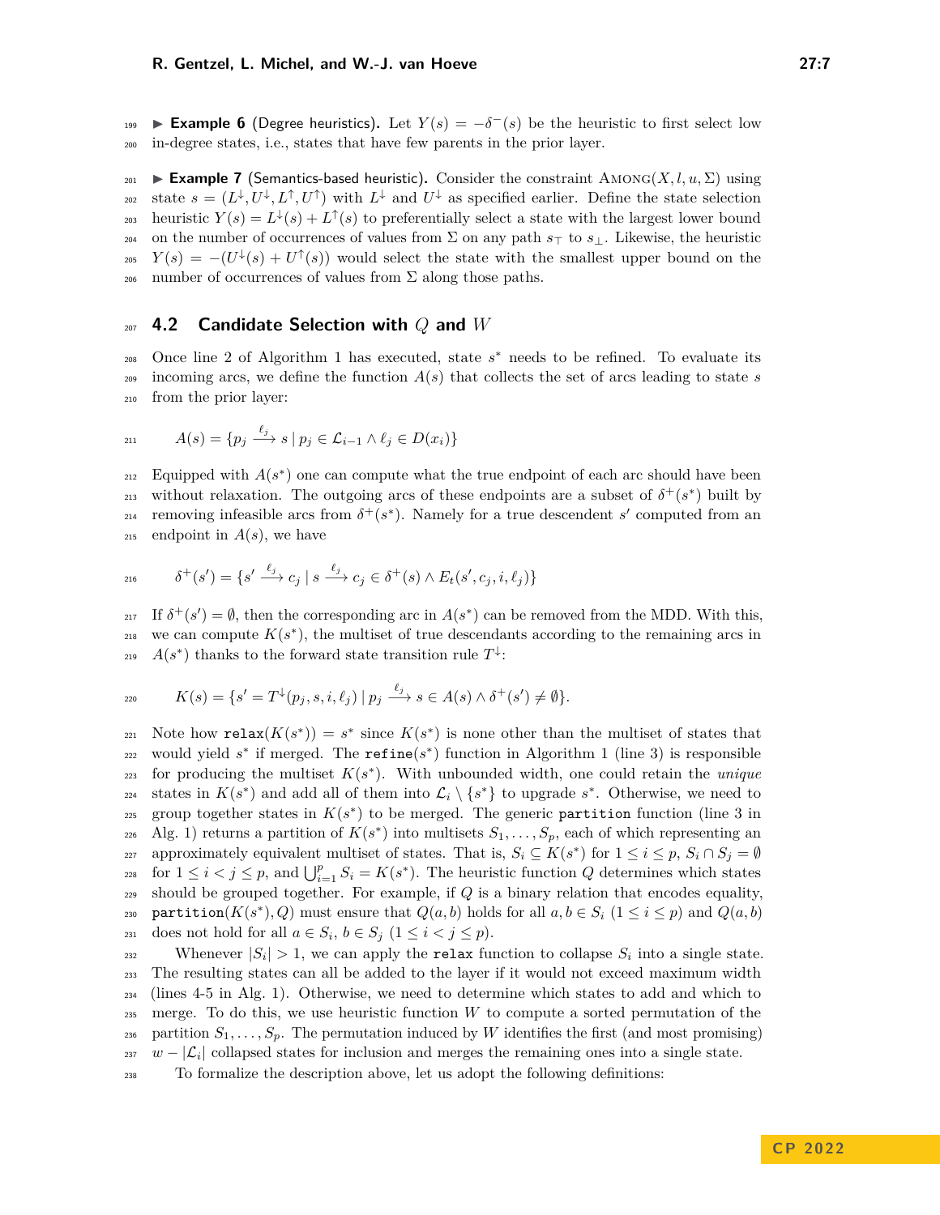▶ **Example 6** (Degree heuristics). Let $Y(s) = -\delta^-(s)$ be the heuristic to first select low in-degree states, i.e., states that have few parents in the prior layer.

▶ **Example 7** (Semantics-based heuristic). Consider the constraint $\textsc{Among}(X, l, u, \Sigma)$ using state $s = (L^\downarrow, U^\downarrow, L^\uparrow, U^\uparrow)$ with $L^\downarrow$ and $U^\downarrow$ as specified earlier. Define the state selection heuristic $Y(s) = L^\downarrow(s) + L^\uparrow(s)$ to preferentially select a state with the largest lower bound on the number of occurrences of values from $\Sigma$ on any path $s_\top$ to $s_\bot$. Likewise, the heuristic $Y(s) = -(U^\downarrow(s) + U^\uparrow(s))$ would select the state with the smallest upper bound on the number of occurrences of values from $\Sigma$ along those paths.

## 4.2 Candidate Selection with $Q$ and $W$

Once line 2 of Algorithm 1 has executed, state $s^*$ needs to be refined. To evaluate its incoming arcs, we define the function $A(s)$ that collects the set of arcs leading to state $s$ from the prior layer:

$$A(s) = \{p_j \xrightarrow{\ell_j} s \mid p_j \in \mathcal{L}_{i-1} \land \ell_j \in D(x_i)\}$$

Equipped with $A(s^*)$ one can compute what the true endpoint of each arc should have been without relaxation. The outgoing arcs of these endpoints are a subset of $\delta^+(s^*)$ built by removing infeasible arcs from $\delta^+(s^*)$. Namely for a true descendent $s'$ computed from an endpoint in $A(s)$, we have

$$\delta^+(s') = \{s' \xrightarrow{\ell_j} c_j \mid s \xrightarrow{\ell_j} c_j \in \delta^+(s) \land E_t(s', c_j, i, \ell_j)\}$$

If $\delta^+(s') = \emptyset$, then the corresponding arc in $A(s^*)$ can be removed from the MDD. With this, we can compute $K(s^*)$, the multiset of true descendants according to the remaining arcs in $A(s^*)$ thanks to the forward state transition rule $T^\downarrow$:

$$K(s) = \{s' = T^\downarrow(p_j, s, i, \ell_j) \mid p_j \xrightarrow{\ell_j} s \in A(s) \land \delta^+(s') \neq \emptyset\}.$$

Note how `relax`$(K(s^*)) = s^*$ since $K(s^*)$ is none other than the multiset of states that would yield $s^*$ if merged. The `refine`$(s^*)$ function in Algorithm 1 (line 3) is responsible for producing the multiset $K(s^*)$. With unbounded width, one could retain the *unique* states in $K(s^*)$ and add all of them into $\mathcal{L}_i \setminus \{s^*\}$ to upgrade $s^*$. Otherwise, we need to group together states in $K(s^*)$ to be merged. The generic `partition` function (line 3 in Alg. 1) returns a partition of $K(s^*)$ into multisets $S_1, \ldots, S_p$, each of which representing an approximately equivalent multiset of states. That is, $S_i \subseteq K(s^*)$ for $1 \le i \le p$, $S_i \cap S_j = \emptyset$ for $1 \le i < j \le p$, and $\bigcup_{i=1}^p S_i = K(s^*)$. The heuristic function $Q$ determines which states should be grouped together. For example, if $Q$ is a binary relation that encodes equality, `partition`$(K(s^*), Q)$ must ensure that $Q(a, b)$ holds for all $a, b \in S_i$ ($1 \le i \le p$) and $Q(a, b)$ does not hold for all $a \in S_i$, $b \in S_j$ ($1 \le i < j \le p$).

Whenever $|S_i| > 1$, we can apply the `relax` function to collapse $S_i$ into a single state. The resulting states can all be added to the layer if it would not exceed maximum width (lines 4-5 in Alg. 1). Otherwise, we need to determine which states to add and which to merge. To do this, we use heuristic function $W$ to compute a sorted permutation of the partition $S_1, \ldots, S_p$. The permutation induced by $W$ identifies the first (and most promising) $w - |\mathcal{L}_i|$ collapsed states for inclusion and merges the remaining ones into a single state.

To formalize the description above, let us adopt the following definitions: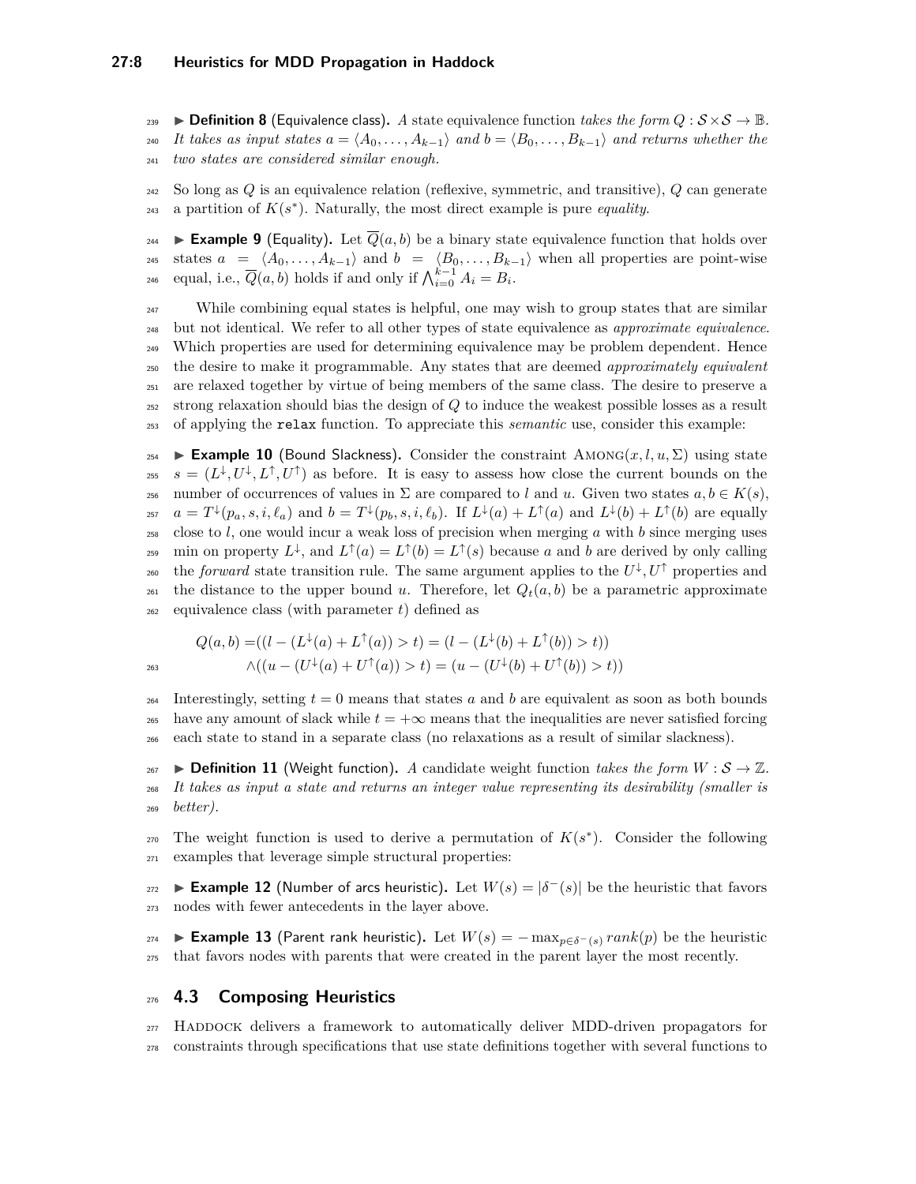▶ **Definition 8** (Equivalence class). *A state equivalence function takes the form $Q : \mathcal{S} \times \mathcal{S} \to \mathbb{B}$. It takes as input states $a = \langle A_0, \ldots, A_{k-1}\rangle$ and $b = \langle B_0, \ldots, B_{k-1}\rangle$ and returns whether the two states are considered similar enough.*

So long as $Q$ is an equivalence relation (reflexive, symmetric, and transitive), $Q$ can generate a partition of $K(s^*)$. Naturally, the most direct example is pure *equality*.

▶ **Example 9** (Equality). Let $\overline{Q}(a, b)$ be a binary state equivalence function that holds over states $a = \langle A_0, \ldots, A_{k-1}\rangle$ and $b = \langle B_0, \ldots, B_{k-1}\rangle$ when all properties are point-wise equal, i.e., $\overline{Q}(a, b)$ holds if and only if $\bigwedge_{i=0}^{k-1} A_i = B_i$.

While combining equal states is helpful, one may wish to group states that are similar but not identical. We refer to all other types of state equivalence as *approximate equivalence*. Which properties are used for determining equivalence may be problem dependent. Hence the desire to make it programmable. Any states that are deemed *approximately equivalent* are relaxed together by virtue of being members of the same class. The desire to preserve a strong relaxation should bias the design of $Q$ to induce the weakest possible losses as a result of applying the `relax` function. To appreciate this *semantic* use, consider this example:

▶ **Example 10** (Bound Slackness). Consider the constraint $\textsc{Among}(x, l, u, \Sigma)$ using state $s = (L^{\downarrow}, U^{\downarrow}, L^{\uparrow}, U^{\uparrow})$ as before. It is easy to assess how close the current bounds on the number of occurrences of values in $\Sigma$ are compared to $l$ and $u$. Given two states $a, b \in K(s)$, $a = T^{\downarrow}(p_a, s, i, \ell_a)$ and $b = T^{\downarrow}(p_b, s, i, \ell_b)$. If $L^{\downarrow}(a) + L^{\uparrow}(a)$ and $L^{\downarrow}(b) + L^{\uparrow}(b)$ are equally close to $l$, one would incur a weak loss of precision when merging $a$ with $b$ since merging uses min on property $L^{\downarrow}$, and $L^{\uparrow}(a) = L^{\uparrow}(b) = L^{\uparrow}(s)$ because $a$ and $b$ are derived by only calling the *forward* state transition rule. The same argument applies to the $U^{\downarrow}, U^{\uparrow}$ properties and the distance to the upper bound $u$. Therefore, let $Q_t(a, b)$ be a parametric approximate equivalence class (with parameter $t$) defined as

$$
\begin{aligned}
Q(a, b) =& ((l - (L^{\downarrow}(a) + L^{\uparrow}(a)) > t) = (l - (L^{\downarrow}(b) + L^{\uparrow}(b)) > t)) \\
& \wedge ((u - (U^{\downarrow}(a) + U^{\uparrow}(a)) > t) = (u - (U^{\downarrow}(b) + U^{\uparrow}(b)) > t))
\end{aligned}
$$

Interestingly, setting $t = 0$ means that states $a$ and $b$ are equivalent as soon as both bounds have any amount of slack while $t = +\infty$ means that the inequalities are never satisfied forcing each state to stand in a separate class (no relaxations as a result of similar slackness).

▶ **Definition 11** (Weight function). *A candidate weight function takes the form $W : \mathcal{S} \to \mathbb{Z}$. It takes as input a state and returns an integer value representing its desirability (smaller is better).*

The weight function is used to derive a permutation of $K(s^*)$. Consider the following examples that leverage simple structural properties:

▶ **Example 12** (Number of arcs heuristic). Let $W(s) = |\delta^{-}(s)|$ be the heuristic that favors nodes with fewer antecedents in the layer above.

▶ **Example 13** (Parent rank heuristic). Let $W(s) = -\max_{p \in \delta^{-}(s)} rank(p)$ be the heuristic that favors nodes with parents that were created in the parent layer the most recently.

## 4.3 Composing Heuristics

Haddock delivers a framework to automatically deliver MDD-driven propagators for constraints through specifications that use state definitions together with several functions to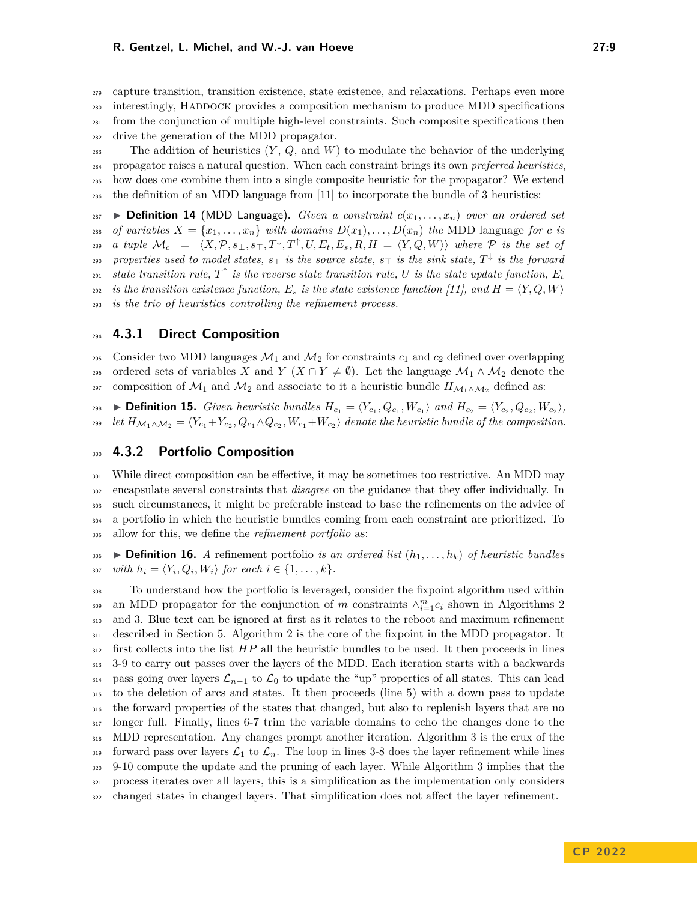capture transition, transition existence, state existence, and relaxations. Perhaps even more interestingly, HADDOCK provides a composition mechanism to produce MDD specifications from the conjunction of multiple high-level constraints. Such composite specifications then drive the generation of the MDD propagator.

The addition of heuristics ($Y$, $Q$, and $W$) to modulate the behavior of the underlying propagator raises a natural question. When each constraint brings its own *preferred heuristics*, how does one combine them into a single composite heuristic for the propagator? We extend the definition of an MDD language from [11] to incorporate the bundle of 3 heuristics:

▶ **Definition 14** (MDD Language). *Given a constraint $c(x_1, \ldots, x_n)$ over an ordered set of variables $X = \{x_1, \ldots, x_n\}$ with domains $D(x_1), \ldots, D(x_n)$ the* MDD language *for $c$ is a tuple $\mathcal{M}_c = \langle X, \mathcal{P}, s_\perp, s_\top, T^\downarrow, T^\uparrow, U, E_t, E_s, R, H = \langle Y, Q, W \rangle \rangle$ where $\mathcal{P}$ is the set of properties used to model states, $s_\perp$ is the source state, $s_\top$ is the sink state, $T^\downarrow$ is the forward state transition rule, $T^\uparrow$ is the reverse state transition rule, $U$ is the state update function, $E_t$ is the transition existence function, $E_s$ is the state existence function [11], and $H = \langle Y, Q, W \rangle$ is the trio of heuristics controlling the refinement process.*

### 4.3.1 Direct Composition

Consider two MDD languages $\mathcal{M}_1$ and $\mathcal{M}_2$ for constraints $c_1$ and $c_2$ defined over overlapping ordered sets of variables $X$ and $Y$ ($X \cap Y \neq \emptyset$). Let the language $\mathcal{M}_1 \wedge \mathcal{M}_2$ denote the composition of $\mathcal{M}_1$ and $\mathcal{M}_2$ and associate to it a heuristic bundle $H_{\mathcal{M}_1 \wedge \mathcal{M}_2}$ defined as:

▶ **Definition 15.** *Given heuristic bundles $H_{c_1} = \langle Y_{c_1}, Q_{c_1}, W_{c_1} \rangle$ and $H_{c_2} = \langle Y_{c_2}, Q_{c_2}, W_{c_2} \rangle$, let $H_{\mathcal{M}_1 \wedge \mathcal{M}_2} = \langle Y_{c_1} + Y_{c_2}, Q_{c_1} \wedge Q_{c_2}, W_{c_1} + W_{c_2} \rangle$ denote the heuristic bundle of the composition.*

### 4.3.2 Portfolio Composition

While direct composition can be effective, it may be sometimes too restrictive. An MDD may encapsulate several constraints that *disagree* on the guidance that they offer individually. In such circumstances, it might be preferable instead to base the refinements on the advice of a portfolio in which the heuristic bundles coming from each constraint are prioritized. To allow for this, we define the *refinement portfolio* as:

▶ **Definition 16.** *A* refinement portfolio *is an ordered list $(h_1, \ldots, h_k)$ of heuristic bundles with $h_i = \langle Y_i, Q_i, W_i \rangle$ for each $i \in \{1, \ldots, k\}$.*

To understand how the portfolio is leveraged, consider the fixpoint algorithm used within an MDD propagator for the conjunction of $m$ constraints $\wedge_{i=1}^{m} c_i$ shown in Algorithms 2 and 3. Blue text can be ignored at first as it relates to the reboot and maximum refinement described in Section 5. Algorithm 2 is the core of the fixpoint in the MDD propagator. It first collects into the list $HP$ all the heuristic bundles to be used. It then proceeds in lines 3-9 to carry out passes over the layers of the MDD. Each iteration starts with a backwards pass going over layers $\mathcal{L}_{n-1}$ to $\mathcal{L}_0$ to update the "up" properties of all states. This can lead to the deletion of arcs and states. It then proceeds (line 5) with a down pass to update the forward properties of the states that changed, but also to replenish layers that are no longer full. Finally, lines 6-7 trim the variable domains to echo the changes done to the MDD representation. Any changes prompt another iteration. Algorithm 3 is the crux of the forward pass over layers $\mathcal{L}_1$ to $\mathcal{L}_n$. The loop in lines 3-8 does the layer refinement while lines 9-10 compute the update and the pruning of each layer. While Algorithm 3 implies that the process iterates over all layers, this is a simplification as the implementation only considers changed states in changed layers. That simplification does not affect the layer refinement.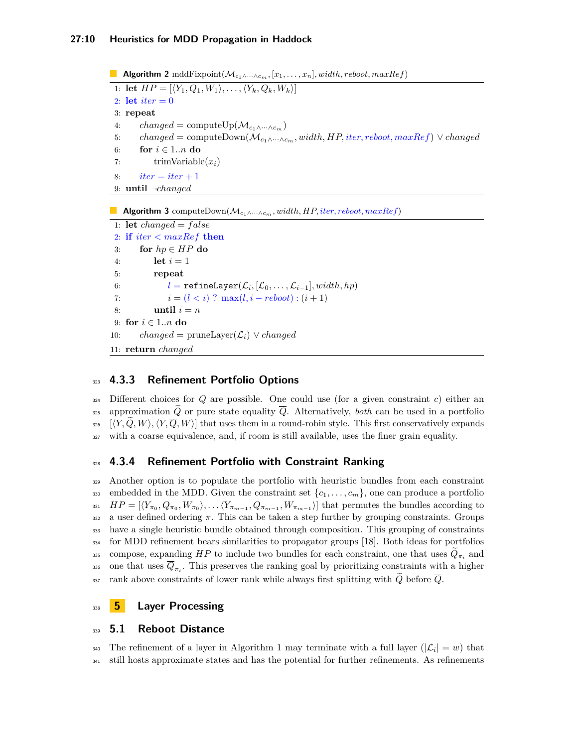**Algorithm 2** mddFixpoint($\mathcal{M}_{c_1 \wedge \cdots \wedge c_m}, [x_1, \ldots, x_n], width, reboot, maxRef$)

```
1: let HP = [⟨Y_1, Q_1, W_1⟩, ..., ⟨Y_k, Q_k, W_k⟩]
2: let iter = 0
3: repeat
4:     changed = computeUp(M_{c_1∧···∧c_m})
5:     changed = computeDown(M_{c_1∧···∧c_m}, width, HP, iter, reboot, maxRef) ∨ changed
6:     for i ∈ 1..n do
7:         trimVariable(x_i)
8:     iter = iter + 1
9: until ¬changed
```

**Algorithm 3** computeDown($\mathcal{M}_{c_1 \wedge \cdots \wedge c_m}, width, HP, iter, reboot, maxRef$)

```
1: let changed = false
2: if iter < maxRef then
3:     for hp ∈ HP do
4:         let i = 1
5:         repeat
6:             l = refineLayer(L_i, [L_0, ..., L_{i-1}], width, hp)
7:             i = (l < i) ? max(l, i − reboot) : (i + 1)
8:         until i = n
9: for i ∈ 1..n do
10:    changed = pruneLayer(L_i) ∨ changed
11: return changed
```

### 4.3.3 Refinement Portfolio Options

Different choices for $Q$ are possible. One could use (for a given constraint $c$) either an approximation $\widetilde{Q}$ or pure state equality $\overline{Q}$. Alternatively, *both* can be used in a portfolio $[\langle Y, \widetilde{Q}, W\rangle, \langle Y, \overline{Q}, W\rangle]$ that uses them in a round-robin style. This first conservatively expands with a coarse equivalence, and, if room is still available, uses the finer grain equality.

### 4.3.4 Refinement Portfolio with Constraint Ranking

Another option is to populate the portfolio with heuristic bundles from each constraint embedded in the MDD. Given the constraint set $\{c_1, \ldots, c_m\}$, one can produce a portfolio $HP = [\langle Y_{\pi_0}, Q_{\pi_0}, W_{\pi_0}\rangle, \ldots \langle Y_{\pi_{m-1}}, Q_{\pi_{m-1}}, W_{\pi_{m-1}}\rangle]$ that permutes the bundles according to a user defined ordering $\pi$. This can be taken a step further by grouping constraints. Groups have a single heuristic bundle obtained through composition. This grouping of constraints for MDD refinement bears similarities to propagator groups [18]. Both ideas for portfolios compose, expanding $HP$ to include two bundles for each constraint, one that uses $\widetilde{Q}_{\pi_i}$ and one that uses $\overline{Q}_{\pi_i}$. This preserves the ranking goal by prioritizing constraints with a higher rank above constraints of lower rank while always first splitting with $\widetilde{Q}$ before $\overline{Q}$.

# 5 Layer Processing

## 5.1 Reboot Distance

The refinement of a layer in Algorithm 1 may terminate with a full layer ($|\mathcal{L}_i| = w$) that still hosts approximate states and has the potential for further refinements. As refinements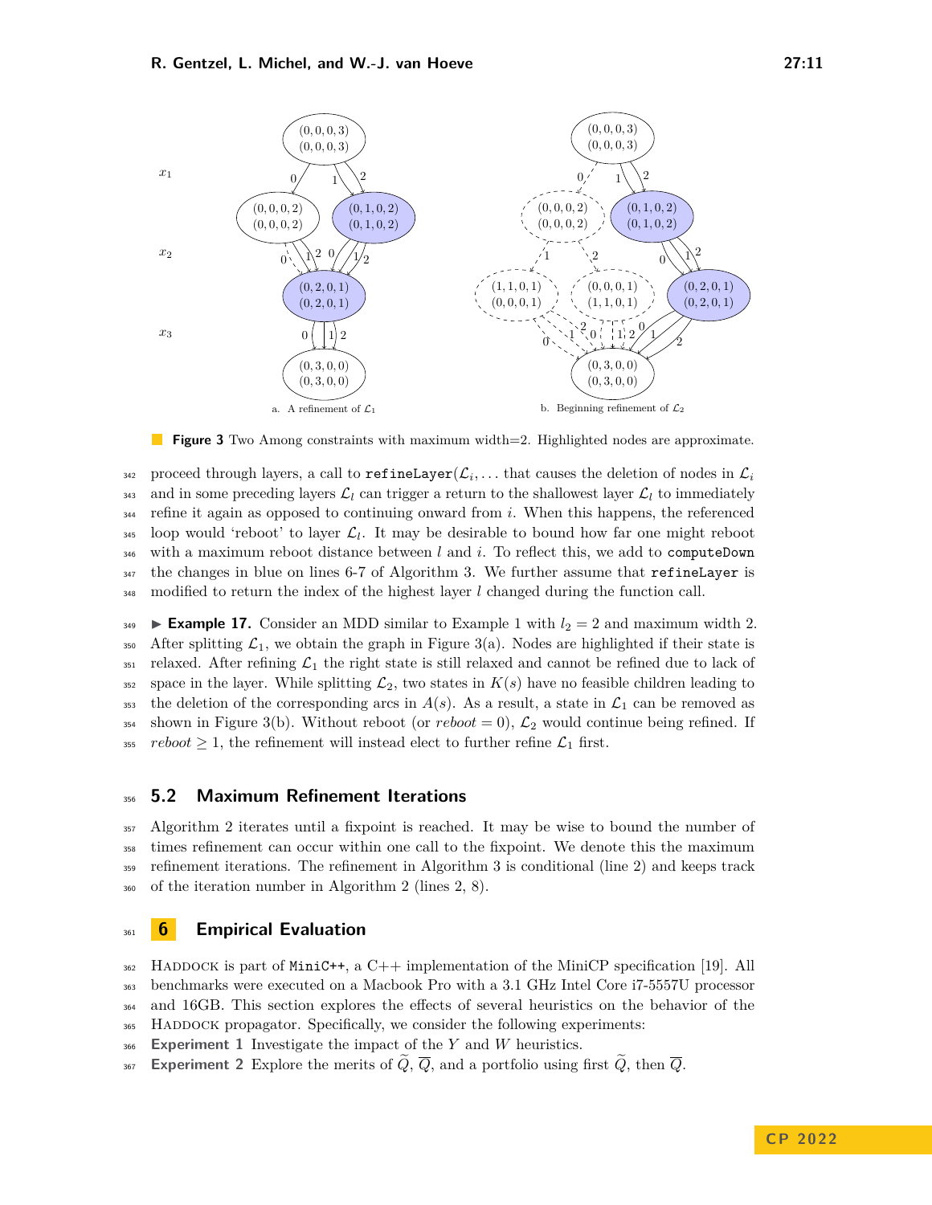Figure 3 Two Among constraints with maximum width=2. Highlighted nodes are approximate.

proceed through layers, a call to refineLayer($\mathcal{L}_i, \ldots$ that causes the deletion of nodes in $\mathcal{L}_i$ and in some preceding layers $\mathcal{L}_l$ can trigger a return to the shallowest layer $\mathcal{L}_l$ to immediately refine it again as opposed to continuing onward from $i$. When this happens, the referenced loop would 'reboot' to layer $\mathcal{L}_l$. It may be desirable to bound how far one might reboot with a maximum reboot distance between $l$ and $i$. To reflect this, we add to computeDown the changes in blue on lines 6-7 of Algorithm 3. We further assume that refineLayer is modified to return the index of the highest layer $l$ changed during the function call.

▶ **Example 17.** Consider an MDD similar to Example 1 with $l_2 = 2$ and maximum width 2. After splitting $\mathcal{L}_1$, we obtain the graph in Figure 3(a). Nodes are highlighted if their state is relaxed. After refining $\mathcal{L}_1$ the right state is still relaxed and cannot be refined due to lack of space in the layer. While splitting $\mathcal{L}_2$, two states in $K(s)$ have no feasible children leading to the deletion of the corresponding arcs in $A(s)$. As a result, a state in $\mathcal{L}_1$ can be removed as shown in Figure 3(b). Without reboot (or $reboot = 0$), $\mathcal{L}_2$ would continue being refined. If $reboot \geq 1$, the refinement will instead elect to further refine $\mathcal{L}_1$ first.

### 5.2 Maximum Refinement Iterations

Algorithm 2 iterates until a fixpoint is reached. It may be wise to bound the number of times refinement can occur within one call to the fixpoint. We denote this the maximum refinement iterations. The refinement in Algorithm 3 is conditional (line 2) and keeps track of the iteration number in Algorithm 2 (lines 2, 8).

## 6 Empirical Evaluation

HADDOCK is part of MiniC++, a C++ implementation of the MiniCP specification [19]. All benchmarks were executed on a Macbook Pro with a 3.1 GHz Intel Core i7-5557U processor and 16GB. This section explores the effects of several heuristics on the behavior of the HADDOCK propagator. Specifically, we consider the following experiments:

**Experiment 1** Investigate the impact of the $Y$ and $W$ heuristics.
**Experiment 2** Explore the merits of $\widetilde{Q}$, $\overline{Q}$, and a portfolio using first $\widetilde{Q}$, then $\overline{Q}$.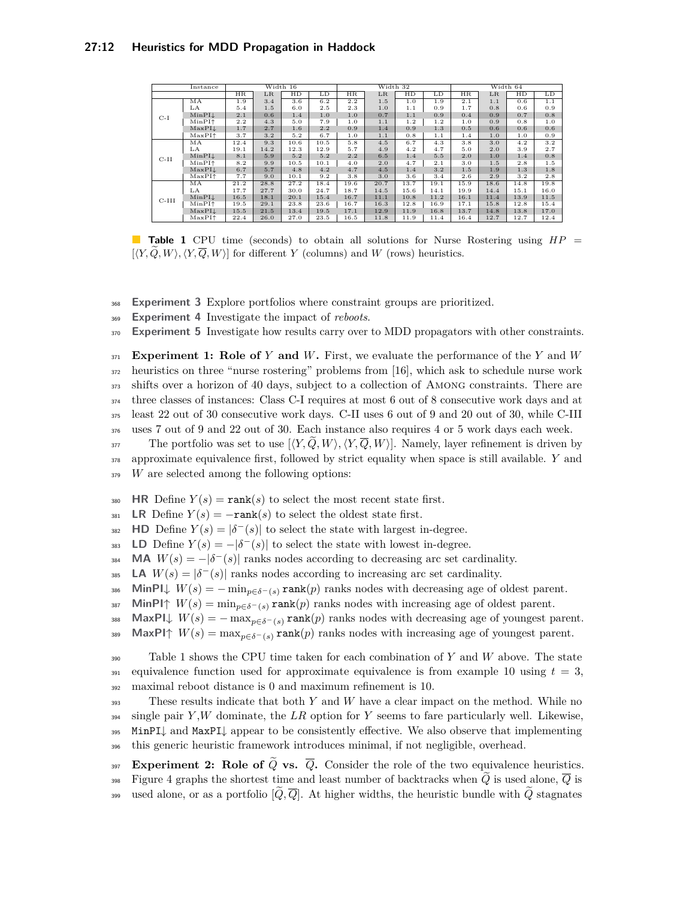| Instance | | Width 16 | | | | Width 32 | | | | Width 64 | | | |
|---|---|---|---|---|---|---|---|---|---|---|---|---|---|
| | | HR | LR | HD | LD | HR | LR | HD | LD | HR | LR | HD | LD |
| C-I | MA | 1.9 | 3.4 | 3.6 | 6.2 | 2.2 | 1.5 | 1.0 | 1.9 | 2.1 | 1.1 | 0.6 | 1.1 |
| | LA | 5.4 | 1.5 | 6.0 | 2.5 | 2.3 | 1.0 | 1.1 | 0.9 | 1.7 | 0.8 | 0.6 | 0.9 |
| | MinPI↓ | 2.1 | 0.6 | 1.4 | 1.0 | 1.0 | 0.7 | 1.1 | 0.9 | 0.4 | 0.9 | 0.7 | 0.8 |
| | MinPI↑ | 2.2 | 4.3 | 5.0 | 7.9 | 1.0 | 1.1 | 1.2 | 1.2 | 1.0 | 0.9 | 0.8 | 1.0 |
| | MaxPI↓ | 1.7 | 2.7 | 1.6 | 2.2 | 0.9 | 1.4 | 0.9 | 1.3 | 0.5 | 0.6 | 0.6 | 0.6 |
| | MaxPI↑ | 3.7 | 3.2 | 5.2 | 6.7 | 1.0 | 1.1 | 0.8 | 1.1 | 1.4 | 1.0 | 1.0 | 0.9 |
| C-II | MA | 12.4 | 9.3 | 10.6 | 10.5 | 5.8 | 4.5 | 6.7 | 4.3 | 3.8 | 3.0 | 4.2 | 3.2 |
| | LA | 19.1 | 14.2 | 12.3 | 12.9 | 5.7 | 4.9 | 4.2 | 4.7 | 5.0 | 2.0 | 3.9 | 2.7 |
| | MinPI↓ | 8.1 | 5.9 | 5.2 | 5.2 | 2.2 | 6.5 | 1.4 | 5.5 | 2.0 | 1.0 | 1.4 | 0.8 |
| | MinPI↑ | 8.2 | 9.9 | 10.5 | 10.1 | 4.0 | 2.0 | 4.7 | 2.1 | 3.0 | 1.5 | 2.8 | 1.5 |
| | MaxPI↓ | 6.7 | 5.7 | 4.8 | 4.2 | 4.7 | 4.5 | 1.4 | 3.2 | 1.5 | 1.9 | 1.3 | 1.8 |
| | MaxPI↑ | 7.7 | 9.0 | 10.1 | 9.2 | 3.8 | 3.0 | 3.6 | 3.4 | 2.6 | 2.9 | 3.2 | 2.8 |
| C-III | MA | 21.2 | 28.8 | 27.2 | 18.4 | 19.6 | 20.7 | 13.7 | 19.1 | 15.9 | 18.6 | 14.8 | 19.8 |
| | LA | 17.7 | 27.7 | 30.0 | 24.7 | 18.7 | 14.5 | 15.6 | 14.1 | 19.9 | 14.4 | 15.1 | 16.0 |
| | MinPI↓ | 16.5 | 18.1 | 20.1 | 15.4 | 16.7 | 11.1 | 10.8 | 11.2 | 16.1 | 11.4 | 13.9 | 11.5 |
| | MinPI↑ | 19.5 | 29.1 | 23.8 | 23.6 | 16.7 | 16.3 | 12.8 | 16.9 | 17.1 | 15.8 | 12.8 | 15.4 |
| | MaxPI↓ | 15.5 | 21.5 | 13.4 | 19.5 | 17.1 | 12.9 | 11.9 | 16.8 | 13.7 | 14.8 | 13.8 | 17.0 |
| | MaxPI↑ | 22.4 | 26.0 | 27.0 | 23.5 | 16.5 | 11.8 | 11.9 | 11.4 | 16.4 | 12.7 | 12.7 | 12.4 |

**Table 1** CPU time (seconds) to obtain all solutions for Nurse Rostering using $HP = [\langle Y, \widetilde{Q}, W\rangle, \langle Y, \overline{Q}, W\rangle]$ for different $Y$ (columns) and $W$ (rows) heuristics.

**Experiment 3** Explore portfolios where constraint groups are prioritized.

**Experiment 4** Investigate the impact of *reboots*.

**Experiment 5** Investigate how results carry over to MDD propagators with other constraints.

**Experiment 1: Role of $Y$ and $W$.** First, we evaluate the performance of the $Y$ and $W$ heuristics on three "nurse rostering" problems from [16], which ask to schedule nurse work shifts over a horizon of 40 days, subject to a collection of Among constraints. There are three classes of instances: Class C-I requires at most 6 out of 8 consecutive work days and at least 22 out of 30 consecutive work days. C-II uses 6 out of 9 and 20 out of 30, while C-III uses 7 out of 9 and 22 out of 30. Each instance also requires 4 or 5 work days each week.

The portfolio was set to use $[\langle Y, \widetilde{Q}, W\rangle, \langle Y, \overline{Q}, W\rangle]$. Namely, layer refinement is driven by approximate equivalence first, followed by strict equality when space is still available. $Y$ and $W$ are selected among the following options:

**HR** Define $Y(s) = \texttt{rank}(s)$ to select the most recent state first.

**LR** Define $Y(s) = -\texttt{rank}(s)$ to select the oldest state first.

**HD** Define $Y(s) = |\delta^-(s)|$ to select the state with largest in-degree.

**LD** Define $Y(s) = -|\delta^-(s)|$ to select the state with lowest in-degree.

**MA** $W(s) = -|\delta^-(s)|$ ranks nodes according to decreasing arc set cardinality.

**LA** $W(s) = |\delta^-(s)|$ ranks nodes according to increasing arc set cardinality.

**MinPI↓** $W(s) = -\min_{p \in \delta^-(s)} \texttt{rank}(p)$ ranks nodes with decreasing age of oldest parent.

**MinPI↑** $W(s) = \min_{p \in \delta^-(s)} \texttt{rank}(p)$ ranks nodes with increasing age of oldest parent.

**MaxPI↓** $W(s) = -\max_{p \in \delta^-(s)} \texttt{rank}(p)$ ranks nodes with decreasing age of youngest parent.

**MaxPI↑** $W(s) = \max_{p \in \delta^-(s)} \texttt{rank}(p)$ ranks nodes with increasing age of youngest parent.

Table 1 shows the CPU time taken for each combination of $Y$ and $W$ above. The state equivalence function used for approximate equivalence is from example 10 using $t = 3$, maximal reboot distance is 0 and maximum refinement is 10.

These results indicate that both $Y$ and $W$ have a clear impact on the method. While no single pair $Y$,$W$ dominate, the *LR* option for $Y$ seems to fare particularly well. Likewise, MinPI↓ and MaxPI↓ appear to be consistently effective. We also observe that implementing this generic heuristic framework introduces minimal, if not negligible, overhead.

**Experiment 2: Role of $\widetilde{Q}$ vs. $\overline{Q}$.** Consider the role of the two equivalence heuristics. Figure 4 graphs the shortest time and least number of backtracks when $\widetilde{Q}$ is used alone, $\overline{Q}$ is used alone, or as a portfolio $[\widetilde{Q}, \overline{Q}]$. At higher widths, the heuristic bundle with $\widetilde{Q}$ stagnates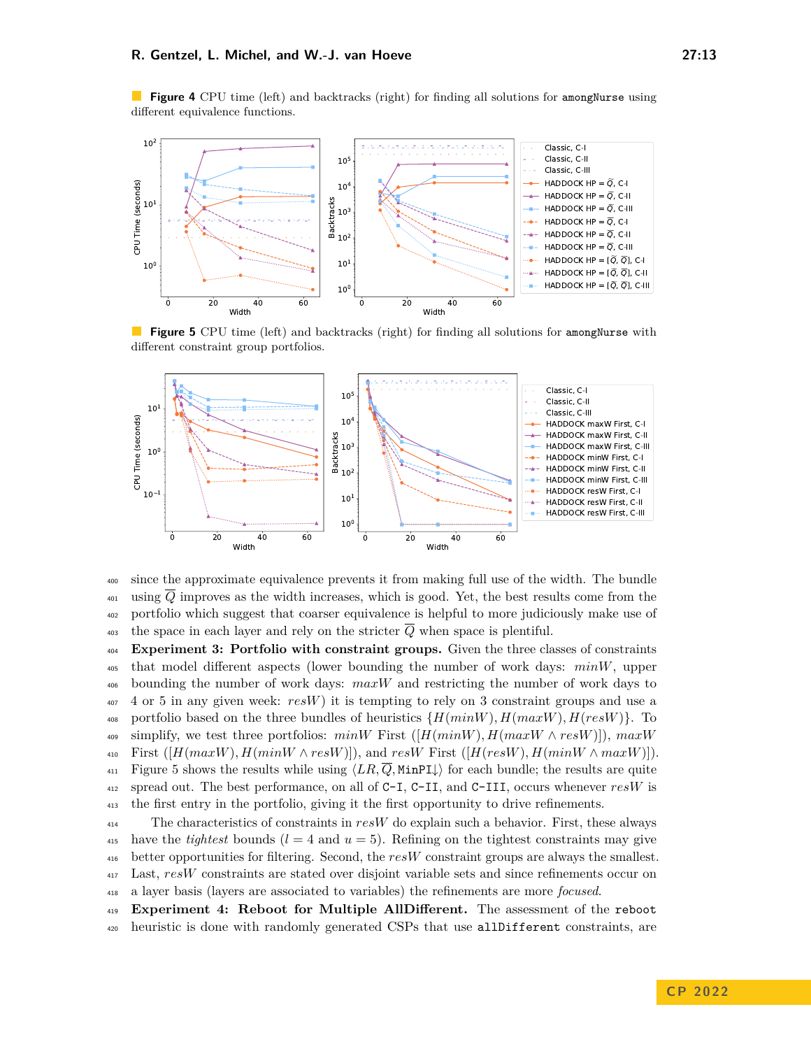**Figure 4** CPU time (left) and backtracks (right) for finding all solutions for `amongNurse` using different equivalence functions.

**Figure 5** CPU time (left) and backtracks (right) for finding all solutions for `amongNurse` with different constraint group portfolios.

since the approximate equivalence prevents it from making full use of the width. The bundle using $\overline{Q}$ improves as the width increases, which is good. Yet, the best results come from the portfolio which suggest that coarser equivalence is helpful to more judiciously make use of the space in each layer and rely on the stricter $\overline{Q}$ when space is plentiful.

**Experiment 3: Portfolio with constraint groups.** Given the three classes of constraints that model different aspects (lower bounding the number of work days: $minW$, upper bounding the number of work days: $maxW$ and restricting the number of work days to 4 or 5 in any given week: $resW$) it is tempting to rely on 3 constraint groups and use a portfolio based on the three bundles of heuristics $\{H(minW), H(maxW), H(resW)\}$. To simplify, we test three portfolios: $minW$ First ($[H(minW), H(maxW \wedge resW)]$), $maxW$ First ($[H(maxW), H(minW \wedge resW)]$), and $resW$ First ($[H(resW), H(minW \wedge maxW)]$). Figure 5 shows the results while using $\langle LR, \overline{Q}, \texttt{MinPI}\downarrow\rangle$ for each bundle; the results are quite spread out. The best performance, on all of C-I, C-II, and C-III, occurs whenever $resW$ is the first entry in the portfolio, giving it the first opportunity to drive refinements.

The characteristics of constraints in $resW$ do explain such a behavior. First, these always have the *tightest* bounds ($l = 4$ and $u = 5$). Refining on the tightest constraints may give better opportunities for filtering. Second, the $resW$ constraint groups are always the smallest. Last, $resW$ constraints are stated over disjoint variable sets and since refinements occur on a layer basis (layers are associated to variables) the refinements are more *focused*.

**Experiment 4: Reboot for Multiple AllDifferent.** The assessment of the `reboot` heuristic is done with randomly generated CSPs that use `allDifferent` constraints, are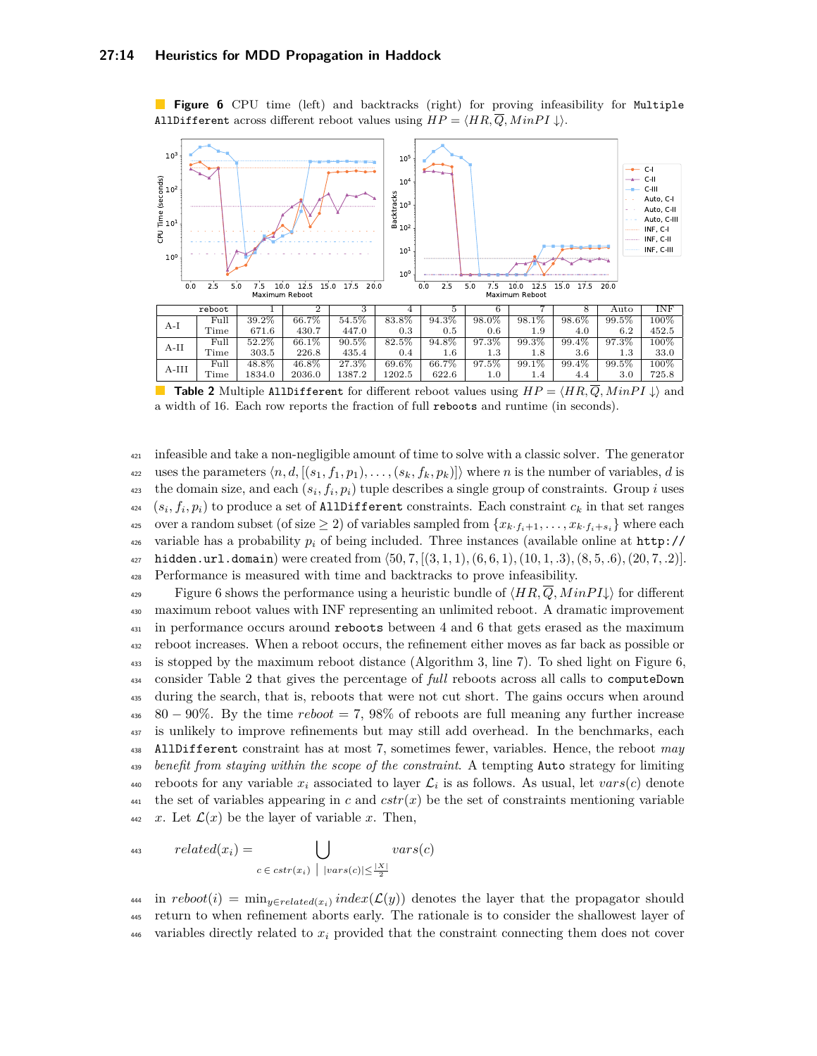**Figure 6** CPU time (left) and backtracks (right) for proving infeasibility for `Multiple AllDifferent` across different reboot values using $HP = \langle HR, \overline{Q}, MinPI \downarrow\rangle$.

| | reboot | 1 | 2 | 3 | 4 | 5 | 6 | 7 | 8 | Auto | INF |
|---|---|---|---|---|---|---|---|---|---|---|---|
| A-I | Full | 39.2% | 66.7% | 54.5% | 83.8% | 94.3% | 98.0% | 98.1% | 98.6% | 99.5% | 100% |
| | Time | 671.6 | 430.7 | 447.0 | 0.3 | 0.5 | 0.6 | 1.9 | 4.0 | 6.2 | 452.5 |
| A-II | Full | 52.2% | 66.1% | 90.5% | 82.5% | 94.8% | 97.3% | 99.3% | 99.4% | 97.3% | 100% |
| | Time | 303.5 | 226.8 | 435.4 | 0.4 | 1.6 | 1.3 | 1.8 | 3.6 | 1.3 | 33.0 |
| A-III | Full | 48.8% | 46.8% | 27.3% | 69.6% | 66.7% | 97.5% | 99.1% | 99.4% | 99.5% | 100% |
| | Time | 1834.0 | 2036.0 | 1387.2 | 1202.5 | 622.6 | 1.0 | 1.4 | 4.4 | 3.0 | 725.8 |

**Table 2** Multiple `AllDifferent` for different reboot values using $HP = \langle HR, \overline{Q}, MinPI \downarrow\rangle$ and a width of 16. Each row reports the fraction of full `reboots` and runtime (in seconds).

infeasible and take a non-negligible amount of time to solve with a classic solver. The generator uses the parameters $\langle n, d, [(s_1, f_1, p_1), \ldots, (s_k, f_k, p_k)]\rangle$ where $n$ is the number of variables, $d$ is the domain size, and each $(s_i, f_i, p_i)$ tuple describes a single group of constraints. Group $i$ uses $(s_i, f_i, p_i)$ to produce a set of `AllDifferent` constraints. Each constraint $c_k$ in that set ranges over a random subset (of size $\geq 2$) of variables sampled from $\{x_{k \cdot f_i+1}, \ldots, x_{k \cdot f_i+s_i}\}$ where each variable has a probability $p_i$ of being included. Three instances (available online at `http://hidden.url.domain`) were created from $\langle 50, 7, [(3, 1, 1), (6, 6, 1), (10, 1, .3), (8, 5, .6), (20, 7, .2)]$. Performance is measured with time and backtracks to prove infeasibility.

Figure 6 shows the performance using a heuristic bundle of $\langle HR, \overline{Q}, MinPI{\downarrow}\rangle$ for different maximum reboot values with INF representing an unlimited reboot. A dramatic improvement in performance occurs around `reboots` between 4 and 6 that gets erased as the maximum reboot increases. When a reboot occurs, the refinement either moves as far back as possible or is stopped by the maximum reboot distance (Algorithm 3, line 7). To shed light on Figure 6, consider Table 2 that gives the percentage of *full* reboots across all calls to `computeDown` during the search, that is, reboots that were not cut short. The gains occurs when around $80 - 90\%$. By the time *reboot* = 7, 98% of reboots are full meaning any further increase is unlikely to improve refinements but may still add overhead. In the benchmarks, each `AllDifferent` constraint has at most 7, sometimes fewer, variables. Hence, the reboot *may benefit from staying within the scope of the constraint*. A tempting `Auto` strategy for limiting reboots for any variable $x_i$ associated to layer $\mathcal{L}_i$ is as follows. As usual, let $vars(c)$ denote the set of variables appearing in $c$ and $cstr(x)$ be the set of constraints mentioning variable $x$. Let $\mathcal{L}(x)$ be the layer of variable $x$. Then,

$$related(x_i) = \bigcup_{c \in cstr(x_i) \;|\; |vars(c)| \leq \frac{|X|}{2}} vars(c)$$

in $reboot(i) = \min_{y \in related(x_i)} index(\mathcal{L}(y))$ denotes the layer that the propagator should return to when refinement aborts early. The rationale is to consider the shallowest layer of variables directly related to $x_i$ provided that the constraint connecting them does not cover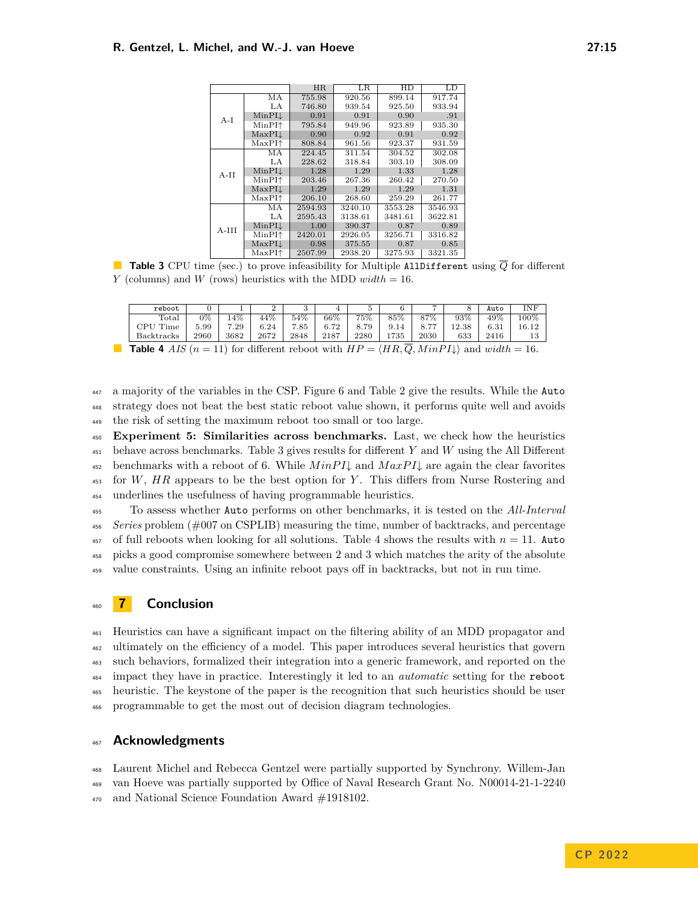| | | HR | LR | HD | LD |
|---|---|---|---|---|---|
| A-I | MA | 755.98 | 920.56 | 899.14 | 917.74 |
| | LA | 746.80 | 939.54 | 925.50 | 933.94 |
| | MinPI↓ | 0.91 | 0.91 | 0.90 | .91 |
| | MinPI↑ | 795.84 | 949.96 | 923.89 | 935.30 |
| | MaxPI↓ | 0.90 | 0.92 | 0.91 | 0.92 |
| | MaxPI↑ | 808.84 | 961.56 | 923.37 | 931.59 |
| A-II | MA | 224.45 | 311.54 | 304.52 | 302.08 |
| | LA | 228.62 | 318.84 | 303.10 | 308.09 |
| | MinPI↓ | 1.28 | 1.29 | 1.33 | 1.28 |
| | MinPI↑ | 203.46 | 267.36 | 260.42 | 270.50 |
| | MaxPI↓ | 1.29 | 1.29 | 1.29 | 1.31 |
| | MaxPI↑ | 206.10 | 268.60 | 259.29 | 261.77 |
| A-III | MA | 2594.93 | 3240.10 | 3553.28 | 3546.93 |
| | LA | 2595.43 | 3138.61 | 3481.61 | 3622.81 |
| | MinPI↓ | 1.00 | 390.37 | 0.87 | 0.89 |
| | MinPI↑ | 2420.01 | 2926.05 | 3256.71 | 3316.82 |
| | MaxPI↓ | 0.98 | 375.55 | 0.87 | 0.85 |
| | MaxPI↑ | 2507.99 | 2938.20 | 3275.93 | 3321.35 |

**Table 3** CPU time (sec.) to prove infeasibility for Multiple `AllDifferent` using $\overline{Q}$ for different $Y$ (columns) and $W$ (rows) heuristics with the MDD $width = 16$.

| `reboot` | 0 | 1 | 2 | 3 | 4 | 5 | 6 | 7 | 8 | `Auto` | INF |
|---|---|---|---|---|---|---|---|---|---|---|---|
| Total | 0% | 14% | 44% | 54% | 66% | 75% | 85% | 87% | 93% | 49% | 100% |
| CPU Time | 5.99 | 7.29 | 6.24 | 7.85 | 6.72 | 8.79 | 9.14 | 8.77 | 12.38 | 6.31 | 16.12 |
| Backtracks | 2960 | 3682 | 2672 | 2848 | 2187 | 2280 | 1735 | 2030 | 633 | 2416 | 13 |

**Table 4** $AIS$ ($n = 11$) for different reboot with $HP = \langle HR, \overline{Q}, MinPI\downarrow\rangle$ and $width = 16$.

a majority of the variables in the CSP. Figure 6 and Table 2 give the results. While the `Auto` strategy does not beat the best static reboot value shown, it performs quite well and avoids the risk of setting the maximum reboot too small or too large.

**Experiment 5: Similarities across benchmarks.** Last, we check how the heuristics behave across benchmarks. Table 3 gives results for different $Y$ and $W$ using the All Different benchmarks with a reboot of 6. While $MinPI\downarrow$ and $MaxPI\downarrow$ are again the clear favorites for $W$, $HR$ appears to be the best option for $Y$. This differs from Nurse Rostering and underlines the usefulness of having programmable heuristics.

To assess whether `Auto` performs on other benchmarks, it is tested on the *All-Interval Series* problem (#007 on CSPLIB) measuring the time, number of backtracks, and percentage of full reboots when looking for all solutions. Table 4 shows the results with $n = 11$. `Auto` picks a good compromise somewhere between 2 and 3 which matches the arity of the absolute value constraints. Using an infinite reboot pays off in backtracks, but not in run time.

## 7 Conclusion

Heuristics can have a significant impact on the filtering ability of an MDD propagator and ultimately on the efficiency of a model. This paper introduces several heuristics that govern such behaviors, formalized their integration into a generic framework, and reported on the impact they have in practice. Interestingly it led to an *automatic* setting for the `reboot` heuristic. The keystone of the paper is the recognition that such heuristics should be user programmable to get the most out of decision diagram technologies.

## Acknowledgments

Laurent Michel and Rebecca Gentzel were partially supported by Synchrony. Willem-Jan van Hoeve was partially supported by Office of Naval Research Grant No. N00014-21-1-2240 and National Science Foundation Award #1918102.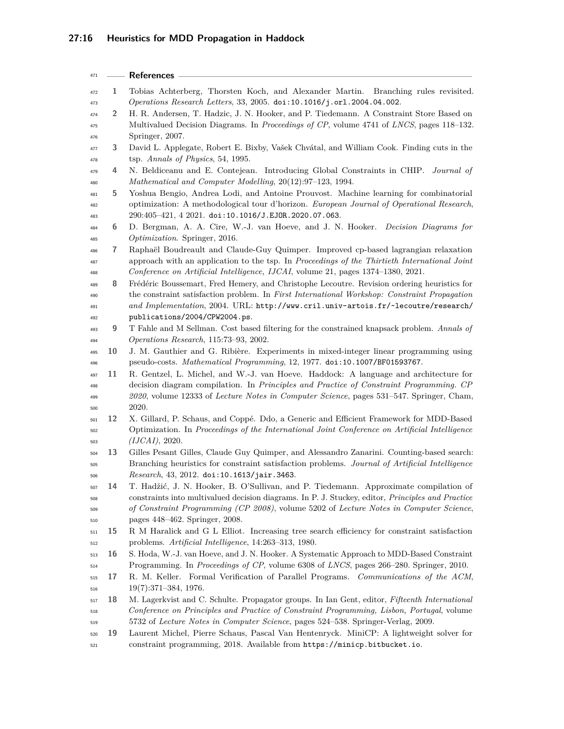## References

1. Tobias Achterberg, Thorsten Koch, and Alexander Martin. Branching rules revisited. *Operations Research Letters*, 33, 2005. doi:10.1016/j.orl.2004.04.002.
2. H. R. Andersen, T. Hadzic, J. N. Hooker, and P. Tiedemann. A Constraint Store Based on Multivalued Decision Diagrams. In *Proceedings of CP*, volume 4741 of *LNCS*, pages 118–132. Springer, 2007.
3. David L. Applegate, Robert E. Bixby, Vašek Chvátal, and William Cook. Finding cuts in the tsp. *Annals of Physics*, 54, 1995.
4. N. Beldiceanu and E. Contejean. Introducing Global Constraints in CHIP. *Journal of Mathematical and Computer Modelling*, 20(12):97–123, 1994.
5. Yoshua Bengio, Andrea Lodi, and Antoine Prouvost. Machine learning for combinatorial optimization: A methodological tour d'horizon. *European Journal of Operational Research*, 290:405–421, 4 2021. doi:10.1016/J.EJOR.2020.07.063.
6. D. Bergman, A. A. Cire, W.-J. van Hoeve, and J. N. Hooker. *Decision Diagrams for Optimization*. Springer, 2016.
7. Raphaël Boudreault and Claude-Guy Quimper. Improved cp-based lagrangian relaxation approach with an application to the tsp. In *Proceedings of the Thirtieth International Joint Conference on Artificial Intelligence, IJCAI*, volume 21, pages 1374–1380, 2021.
8. Frédéric Boussemart, Fred Hemery, and Christophe Lecoutre. Revision ordering heuristics for the constraint satisfaction problem. In *First International Workshop: Constraint Propagation and Implementation*, 2004. URL: http://www.cril.univ-artois.fr/~lecoutre/research/publications/2004/CPW2004.ps.
9. T Fahle and M Sellman. Cost based filtering for the constrained knapsack problem. *Annals of Operations Research*, 115:73–93, 2002.
10. J. M. Gauthier and G. Ribière. Experiments in mixed-integer linear programming using pseudo-costs. *Mathematical Programming*, 12, 1977. doi:10.1007/BF01593767.
11. R. Gentzel, L. Michel, and W.-J. van Hoeve. Haddock: A language and architecture for decision diagram compilation. In *Principles and Practice of Constraint Programming. CP 2020*, volume 12333 of *Lecture Notes in Computer Science*, pages 531–547. Springer, Cham, 2020.
12. X. Gillard, P. Schaus, and Coppé. Ddo, a Generic and Efficient Framework for MDD-Based Optimization. In *Proceedings of the International Joint Conference on Artificial Intelligence (IJCAI)*, 2020.
13. Gilles Pesant Gilles, Claude Guy Quimper, and Alessandro Zanarini. Counting-based search: Branching heuristics for constraint satisfaction problems. *Journal of Artificial Intelligence Research*, 43, 2012. doi:10.1613/jair.3463.
14. T. Hadžić, J. N. Hooker, B. O'Sullivan, and P. Tiedemann. Approximate compilation of constraints into multivalued decision diagrams. In P. J. Stuckey, editor, *Principles and Practice of Constraint Programming (CP 2008)*, volume 5202 of *Lecture Notes in Computer Science*, pages 448–462. Springer, 2008.
15. R M Haralick and G L Elliot. Increasing tree search efficiency for constraint satisfaction problems. *Artificial Intelligence*, 14:263–313, 1980.
16. S. Hoda, W.-J. van Hoeve, and J. N. Hooker. A Systematic Approach to MDD-Based Constraint Programming. In *Proceedings of CP*, volume 6308 of *LNCS*, pages 266–280. Springer, 2010.
17. R. M. Keller. Formal Verification of Parallel Programs. *Communications of the ACM*, 19(7):371–384, 1976.
18. M. Lagerkvist and C. Schulte. Propagator groups. In Ian Gent, editor, *Fifteenth International Conference on Principles and Practice of Constraint Programming, Lisbon, Portugal*, volume 5732 of *Lecture Notes in Computer Science*, pages 524–538. Springer-Verlag, 2009.
19. Laurent Michel, Pierre Schaus, Pascal Van Hentenryck. MiniCP: A lightweight solver for constraint programming, 2018. Available from https://minicp.bitbucket.io.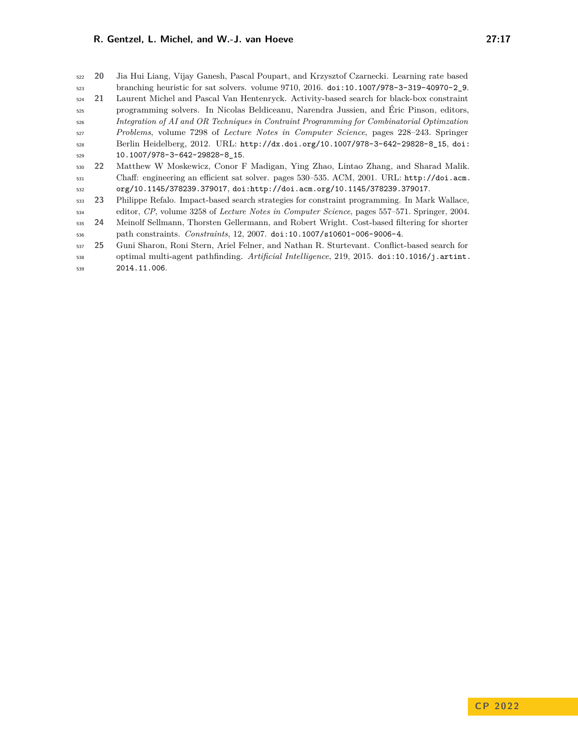20. Jia Hui Liang, Vijay Ganesh, Pascal Poupart, and Krzysztof Czarnecki. Learning rate based branching heuristic for sat solvers. volume 9710, 2016. doi:10.1007/978-3-319-40970-2_9.
21. Laurent Michel and Pascal Van Hentenryck. Activity-based search for black-box constraint programming solvers. In Nicolas Beldiceanu, Narendra Jussien, and Éric Pinson, editors, *Integration of AI and OR Techniques in Contraint Programming for Combinatorial Optimzation Problems*, volume 7298 of *Lecture Notes in Computer Science*, pages 228–243. Springer Berlin Heidelberg, 2012. URL: http://dx.doi.org/10.1007/978-3-642-29828-8_15, doi:10.1007/978-3-642-29828-8_15.
22. Matthew W Moskewicz, Conor F Madigan, Ying Zhao, Lintao Zhang, and Sharad Malik. Chaff: engineering an efficient sat solver. pages 530–535. ACM, 2001. URL: http://doi.acm.org/10.1145/378239.379017, doi:http://doi.acm.org/10.1145/378239.379017.
23. Philippe Refalo. Impact-based search strategies for constraint programming. In Mark Wallace, editor, *CP*, volume 3258 of *Lecture Notes in Computer Science*, pages 557–571. Springer, 2004.
24. Meinolf Sellmann, Thorsten Gellermann, and Robert Wright. Cost-based filtering for shorter path constraints. *Constraints*, 12, 2007. doi:10.1007/s10601-006-9006-4.
25. Guni Sharon, Roni Stern, Ariel Felner, and Nathan R. Sturtevant. Conflict-based search for optimal multi-agent pathfinding. *Artificial Intelligence*, 219, 2015. doi:10.1016/j.artint.2014.11.006.